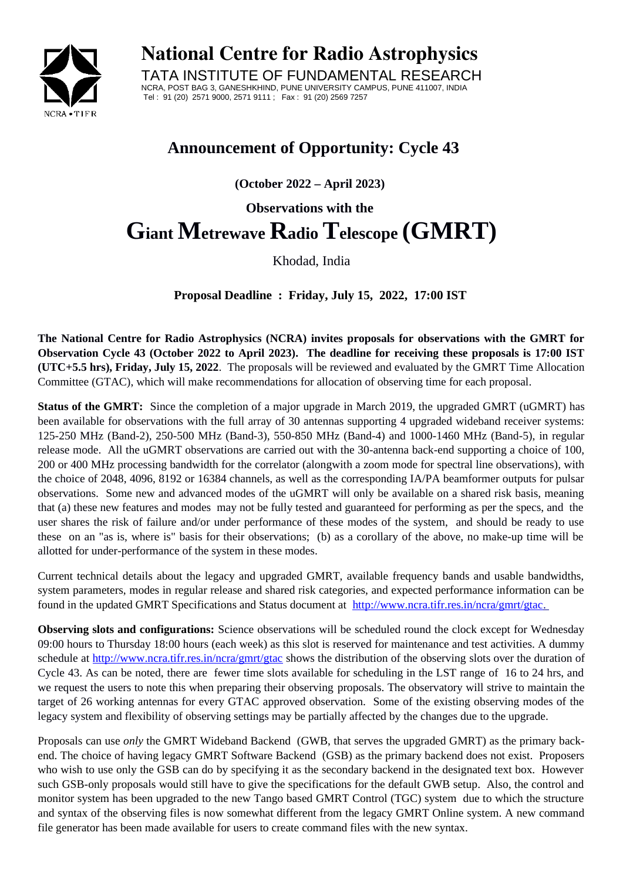# National Centre for Radio Astrophysics

TATA INSTITUTE OF FUNDAMENTAL RESEARCH

NCRA, POST BAG 3, GANESHKHIND, PUNE UNIVERSITY CAMPUS, PUNE 411007, INDIA

Tel : 91 (20) 2571 9000, 2571 9111 ; Fax : 91 (20) 2569 7257

## Announcement of Opportunity: Cycle 43

**(October 2022 – April 2023)**

**Observations with the**

# Giant Metrewave Radio Telescope (GMRT)

Khodad, India

**Proposal Deadline : Friday, July 15, 2022, 17:00 IST**

**The National Centre for Radio Astrophysics (NCRA) invites proposals for observations with the GMRT for Observation Cycle 43 (October 2022 to April 2023). The deadline for receiving these proposals is 17:00 IST (UTC+5.5 hrs), Friday, July 15, 2022**. The proposals will be reviewed and evaluated by the GMRT Time Allocation Committee (GTAC), which will make recommendations for allocation of observing time for each proposal.

**Status of the GMRT:** Since the completion of a major upgrade in March 2019, the upgraded GMRT (uGMRT) has been available for observations with the full array of 30 antennas supporting 4 upgraded wideband receiver systems: 125-250 MHz (Band-2), 250-500 MHz (Band-3), 550-850 MHz (Band-4) and 1000-1460 MHz (Band-5), in regular release mode. All the uGMRT observations are carried out with the 30-antenna back-end supporting a choice of 100, 200 or 400 MHz processing bandwidth for the correlator (alongwith a zoom mode for spectral line observations), with the choice of 2048, 4096, 8192 or 16384 channels, as well as the corresponding IA/PA beamformer outputs for pulsar observations. Some new and advanced modes of the uGMRT will only be available on a shared risk basis, meaning that (a) these new features and modes may not be fully tested and guaranteed for performing as per the specs, and the user shares the risk of failure and/or under performance of these modes of the system, and should be ready to use these on an "as is, where is" basis for their observations; (b) as a corollary of the above, no make-up time will be allotted for under-performance of the system in these modes.

Current technical details about the legacy and upgraded GMRT, available frequency bands and usable bandwidths, system parameters, modes in regular release and shared risk categories, and expected performance information can be found in the updated GMRT Specifications and Status document at http://www.ncra.tifr.res.in/ncra/gmrt/gtac.

**Observing slots and configurations:** Science observations will be scheduled round the clock except for Wednesday 09:00 hours to Thursday 18:00 hours (each week) as this slot is reserved for maintenance and test activities. A dummy schedule at http://www.ncra.tifr.res.in/ncra/gmrt/gtac shows the distribution of the observing slots over the duration of Cycle 43. As can be noted, there are fewer time slots available for scheduling in the LST range of 16 to 24 hrs, and we request the users to note this when preparing their observing proposals. The observatory will strive to maintain the target of 26 working antennas for every GTAC approved observation. Some of the existing observing modes of the legacy system and flexibility of observing settings may be partially affected by the changes due to the upgrade.

Proposals can use *only* the GMRT Wideband Backend (GWB, that serves the upgraded GMRT) as the primary back-end. The choice of having legacy GMRT Software Backend (GSB) as the primary backend does not exist. Proposers who wish to use only the GSB can do by specifying it as the secondary backend in the designated text box. However such GSB-only proposals would still have to give the specifications for the default GWB setup. Also, the control and monitor system has been upgraded to the new Tango based GMRT Control (TGC) system due to which the structure and syntax of the observing files is now somewhat different from the legacy GMRT Online system. A new command file generator has been made available for users to create command files with the new syntax.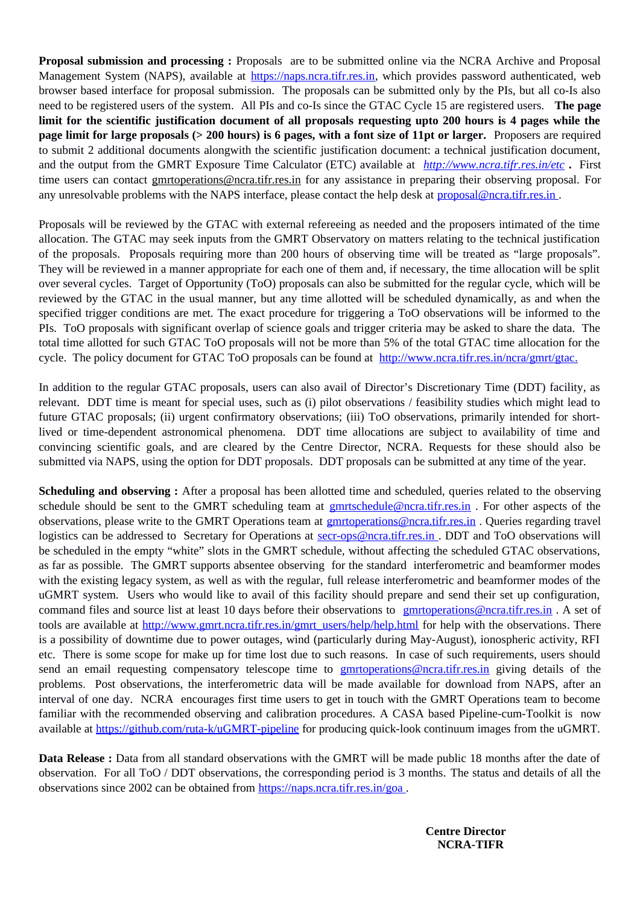**Proposal submission and processing :** Proposals are to be submitted online via the NCRA Archive and Proposal Management System (NAPS), available at https://naps.ncra.tifr.res.in, which provides password authenticated, web browser based interface for proposal submission. The proposals can be submitted only by the PIs, but all co-Is also need to be registered users of the system. All PIs and co-Is since the GTAC Cycle 15 are registered users. **The page limit for the scientific justification document of all proposals requesting upto 200 hours is 4 pages while the page limit for large proposals (> 200 hours) is 6 pages, with a font size of 11pt or larger.** Proposers are required to submit 2 additional documents alongwith the scientific justification document: a technical justification document, and the output from the GMRT Exposure Time Calculator (ETC) available at *http://www.ncra.tifr.res.in/etc* **.** First time users can contact gmrtoperations@ncra.tifr.res.in for any assistance in preparing their observing proposal. For any unresolvable problems with the NAPS interface, please contact the help desk at proposal@ncra.tifr.res.in .

Proposals will be reviewed by the GTAC with external refereeing as needed and the proposers intimated of the time allocation. The GTAC may seek inputs from the GMRT Observatory on matters relating to the technical justification of the proposals. Proposals requiring more than 200 hours of observing time will be treated as "large proposals". They will be reviewed in a manner appropriate for each one of them and, if necessary, the time allocation will be split over several cycles. Target of Opportunity (ToO) proposals can also be submitted for the regular cycle, which will be reviewed by the GTAC in the usual manner, but any time allotted will be scheduled dynamically, as and when the specified trigger conditions are met. The exact procedure for triggering a ToO observations will be informed to the PIs. ToO proposals with significant overlap of science goals and trigger criteria may be asked to share the data. The total time allotted for such GTAC ToO proposals will not be more than 5% of the total GTAC time allocation for the cycle. The policy document for GTAC ToO proposals can be found at http://www.ncra.tifr.res.in/ncra/gmrt/gtac.

In addition to the regular GTAC proposals, users can also avail of Director's Discretionary Time (DDT) facility, as relevant. DDT time is meant for special uses, such as (i) pilot observations / feasibility studies which might lead to future GTAC proposals; (ii) urgent confirmatory observations; (iii) ToO observations, primarily intended for short-lived or time-dependent astronomical phenomena. DDT time allocations are subject to availability of time and convincing scientific goals, and are cleared by the Centre Director, NCRA. Requests for these should also be submitted via NAPS, using the option for DDT proposals. DDT proposals can be submitted at any time of the year.

**Scheduling and observing :** After a proposal has been allotted time and scheduled, queries related to the observing schedule should be sent to the GMRT scheduling team at gmrtschedule@ncra.tifr.res.in . For other aspects of the observations, please write to the GMRT Operations team at gmrtoperations@ncra.tifr.res.in . Queries regarding travel logistics can be addressed to Secretary for Operations at secr-ops@ncra.tifr.res.in . DDT and ToO observations will be scheduled in the empty "white" slots in the GMRT schedule, without affecting the scheduled GTAC observations, as far as possible. The GMRT supports absentee observing for the standard interferometric and beamformer modes with the existing legacy system, as well as with the regular, full release interferometric and beamformer modes of the uGMRT system. Users who would like to avail of this facility should prepare and send their set up configuration, command files and source list at least 10 days before their observations to gmrtoperations@ncra.tifr.res.in . A set of tools are available at http://www.gmrt.ncra.tifr.res.in/gmrt_users/help/help.html for help with the observations. There is a possibility of downtime due to power outages, wind (particularly during May-August), ionospheric activity, RFI etc. There is some scope for make up for time lost due to such reasons. In case of such requirements, users should send an email requesting compensatory telescope time to gmrtoperations@ncra.tifr.res.in giving details of the problems. Post observations, the interferometric data will be made available for download from NAPS, after an interval of one day. NCRA encourages first time users to get in touch with the GMRT Operations team to become familiar with the recommended observing and calibration procedures. A CASA based Pipeline-cum-Toolkit is now available at https://github.com/ruta-k/uGMRT-pipeline for producing quick-look continuum images from the uGMRT.

**Data Release :** Data from all standard observations with the GMRT will be made public 18 months after the date of observation. For all ToO / DDT observations, the corresponding period is 3 months. The status and details of all the observations since 2002 can be obtained from https://naps.ncra.tifr.res.in/goa .

**Centre Director**
**NCRA-TIFR**